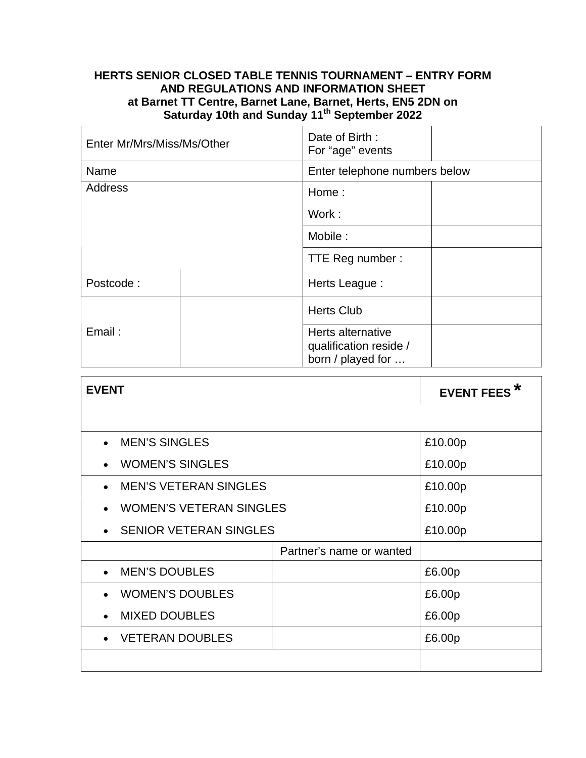**HERTS SENIOR CLOSED TABLE TENNIS TOURNAMENT – ENTRY FORM AND REGULATIONS AND INFORMATION SHEET at Barnet TT Centre, Barnet Lane, Barnet, Herts, EN5 2DN on Saturday 10th and Sunday 11th September 2022**

| | | | |
|---|---|---|---|
| Enter Mr/Mrs/Miss/Ms/Other | | Date of Birth : For "age" events | |
| Name | | Enter telephone numbers below | |
| Address | | Home : | |
| | | Work : | |
| | | Mobile : | |
| | | TTE Reg number : | |
| Postcode : | | Herts League : | |
| | | Herts Club | |
| Email : | | Herts alternative qualification reside / born / played for … | |

| **EVENT** | | **EVENT FEES** * |
|---|---|---|
| • MEN'S SINGLES | | £10.00p |
| • WOMEN'S SINGLES | | £10.00p |
| • MEN'S VETERAN SINGLES | | £10.00p |
| • WOMEN'S VETERAN SINGLES | | £10.00p |
| • SENIOR VETERAN SINGLES | | £10.00p |
| | Partner's name or wanted | |
| • MEN'S DOUBLES | | £6.00p |
| • WOMEN'S DOUBLES | | £6.00p |
| • MIXED DOUBLES | | £6.00p |
| • VETERAN DOUBLES | | £6.00p |
| | | |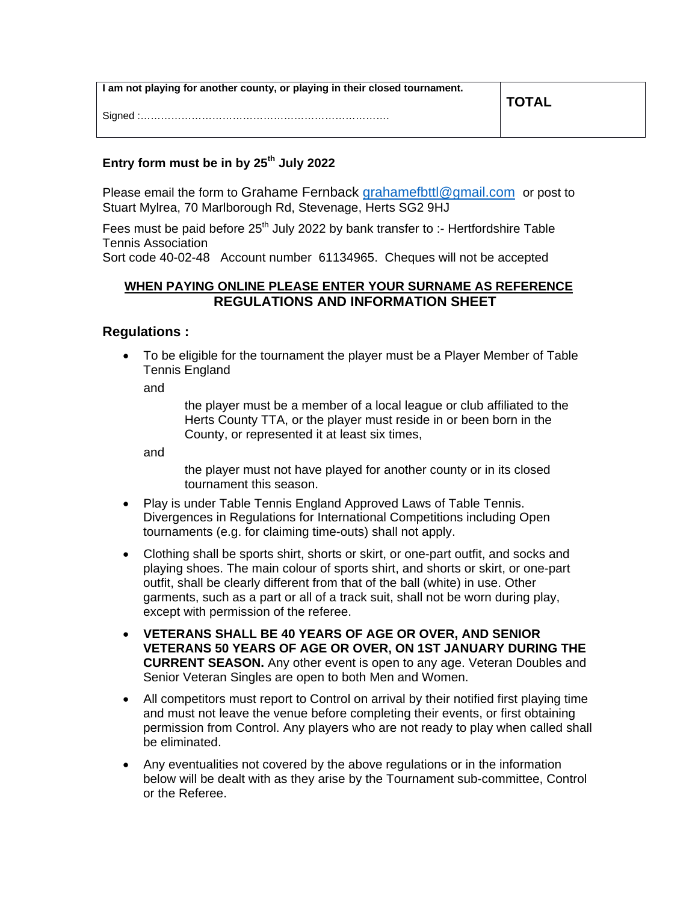| **I am not playing for another county, or playing in their closed tournament.**<br><br>Signed :……………………………………………………………… | **TOTAL** |
|---|---|

**Entry form must be in by 25th July 2022**

Please email the form to Grahame Fernback grahamefbttl@gmail.com or post to Stuart Mylrea, 70 Marlborough Rd, Stevenage, Herts SG2 9HJ

Fees must be paid before 25th July 2022 by bank transfer to :- Hertfordshire Table Tennis Association
Sort code 40-02-48 Account number 61134965. Cheques will not be accepted

**WHEN PAYING ONLINE PLEASE ENTER YOUR SURNAME AS REFERENCE**

**REGULATIONS AND INFORMATION SHEET**

## Regulations :

- To be eligible for the tournament the player must be a Player Member of Table Tennis England

  and

  the player must be a member of a local league or club affiliated to the Herts County TTA, or the player must reside in or been born in the County, or represented it at least six times,

  and

  the player must not have played for another county or in its closed tournament this season.

- Play is under Table Tennis England Approved Laws of Table Tennis. Divergences in Regulations for International Competitions including Open tournaments (e.g. for claiming time-outs) shall not apply.
- Clothing shall be sports shirt, shorts or skirt, or one-part outfit, and socks and playing shoes. The main colour of sports shirt, and shorts or skirt, or one-part outfit, shall be clearly different from that of the ball (white) in use. Other garments, such as a part or all of a track suit, shall not be worn during play, except with permission of the referee.
- **VETERANS SHALL BE 40 YEARS OF AGE OR OVER, AND SENIOR VETERANS 50 YEARS OF AGE OR OVER, ON 1ST JANUARY DURING THE CURRENT SEASON.** Any other event is open to any age. Veteran Doubles and Senior Veteran Singles are open to both Men and Women.
- All competitors must report to Control on arrival by their notified first playing time and must not leave the venue before completing their events, or first obtaining permission from Control. Any players who are not ready to play when called shall be eliminated.
- Any eventualities not covered by the above regulations or in the information below will be dealt with as they arise by the Tournament sub-committee, Control or the Referee.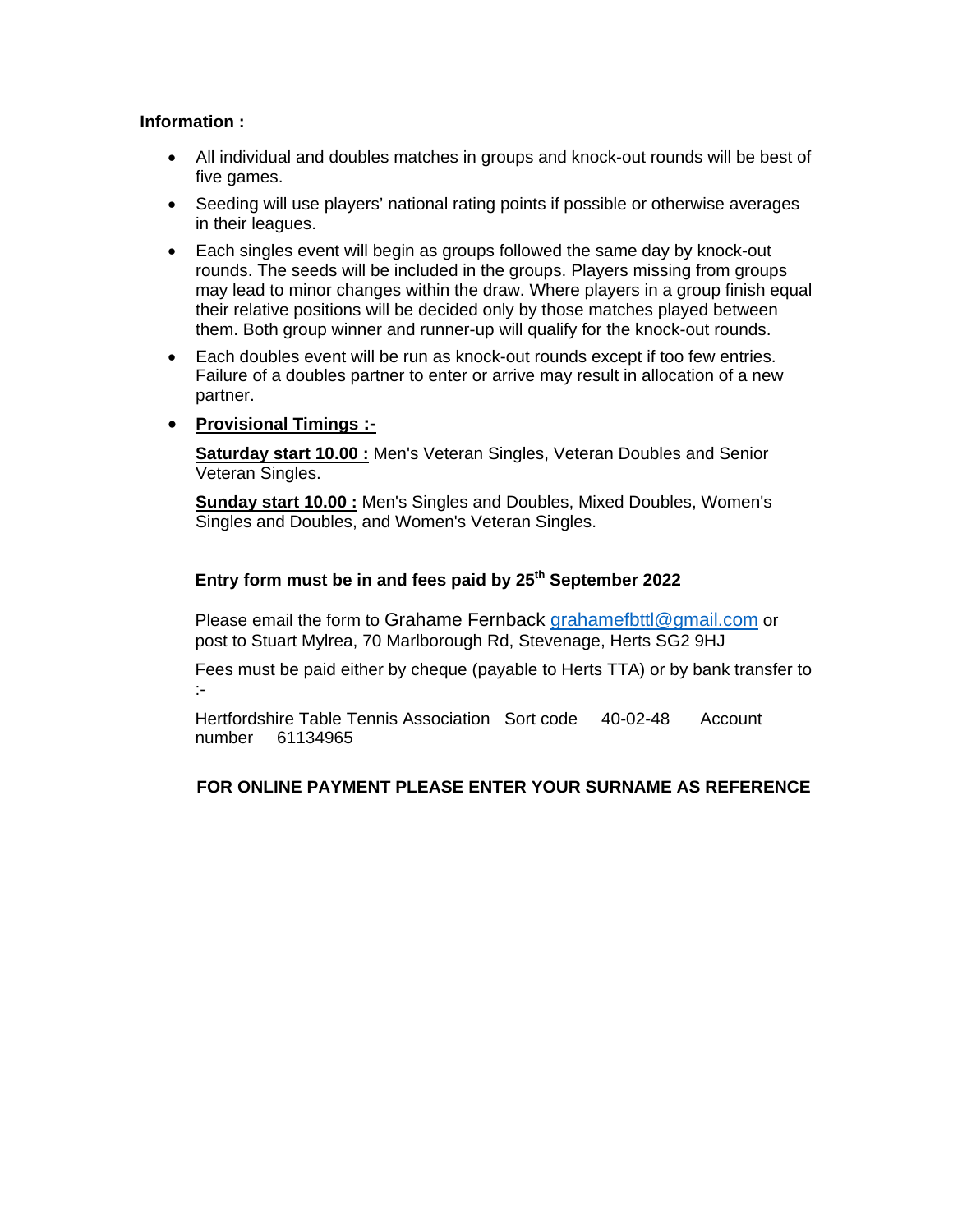**Information :**

- All individual and doubles matches in groups and knock-out rounds will be best of five games.
- Seeding will use players' national rating points if possible or otherwise averages in their leagues.
- Each singles event will begin as groups followed the same day by knock-out rounds. The seeds will be included in the groups. Players missing from groups may lead to minor changes within the draw. Where players in a group finish equal their relative positions will be decided only by those matches played between them. Both group winner and runner-up will qualify for the knock-out rounds.
- Each doubles event will be run as knock-out rounds except if too few entries. Failure of a doubles partner to enter or arrive may result in allocation of a new partner.
- **Provisional Timings :-**

  **Saturday start 10.00 :** Men's Veteran Singles, Veteran Doubles and Senior Veteran Singles.

  **Sunday start 10.00 :** Men's Singles and Doubles, Mixed Doubles, Women's Singles and Doubles, and Women's Veteran Singles.

**Entry form must be in and fees paid by 25th September 2022**

Please email the form to Grahame Fernback grahamefbttl@gmail.com or post to Stuart Mylrea, 70 Marlborough Rd, Stevenage, Herts SG2 9HJ

Fees must be paid either by cheque (payable to Herts TTA) or by bank transfer to :-

Hertfordshire Table Tennis Association Sort code 40-02-48 Account number 61134965

**FOR ONLINE PAYMENT PLEASE ENTER YOUR SURNAME AS REFERENCE**